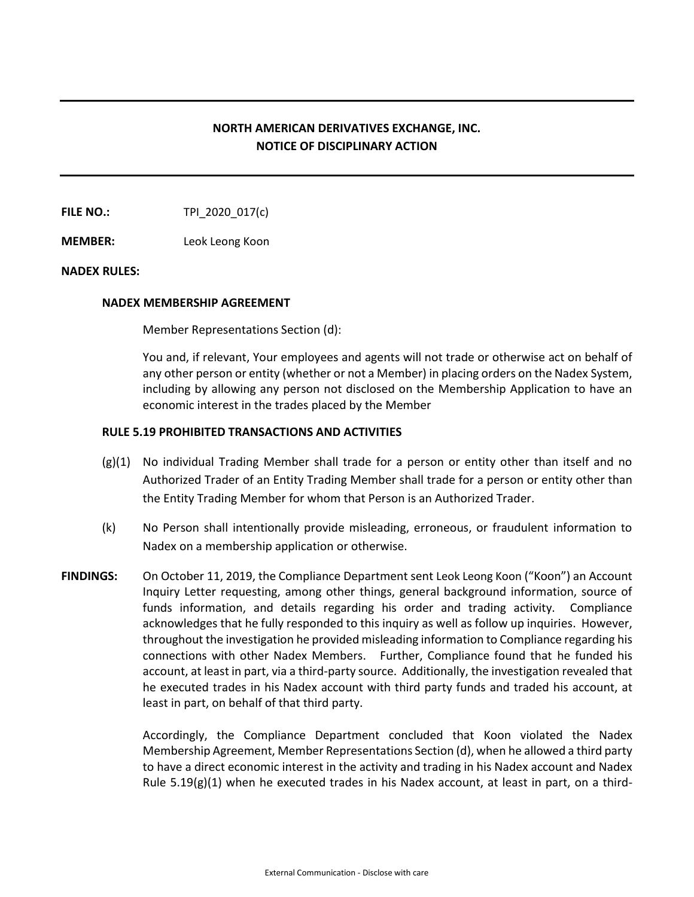**NORTH AMERICAN DERIVATIVES EXCHANGE, INC.**
**NOTICE OF DISCIPLINARY ACTION**

---

**FILE NO.:** TPI_2020_017(c)

**MEMBER:** Leok Leong Koon

**NADEX RULES:**

**NADEX MEMBERSHIP AGREEMENT**

Member Representations Section (d):

You and, if relevant, Your employees and agents will not trade or otherwise act on behalf of any other person or entity (whether or not a Member) in placing orders on the Nadex System, including by allowing any person not disclosed on the Membership Application to have an economic interest in the trades placed by the Member

**RULE 5.19 PROHIBITED TRANSACTIONS AND ACTIVITIES**

(g)(1) No individual Trading Member shall trade for a person or entity other than itself and no Authorized Trader of an Entity Trading Member shall trade for a person or entity other than the Entity Trading Member for whom that Person is an Authorized Trader.

(k) No Person shall intentionally provide misleading, erroneous, or fraudulent information to Nadex on a membership application or otherwise.

**FINDINGS:** On October 11, 2019, the Compliance Department sent Leok Leong Koon ("Koon") an Account Inquiry Letter requesting, among other things, general background information, source of funds information, and details regarding his order and trading activity. Compliance acknowledges that he fully responded to this inquiry as well as follow up inquiries. However, throughout the investigation he provided misleading information to Compliance regarding his connections with other Nadex Members. Further, Compliance found that he funded his account, at least in part, via a third-party source. Additionally, the investigation revealed that he executed trades in his Nadex account with third party funds and traded his account, at least in part, on behalf of that third party.

Accordingly, the Compliance Department concluded that Koon violated the Nadex Membership Agreement, Member Representations Section (d), when he allowed a third party to have a direct economic interest in the activity and trading in his Nadex account and Nadex Rule 5.19(g)(1) when he executed trades in his Nadex account, at least in part, on a third-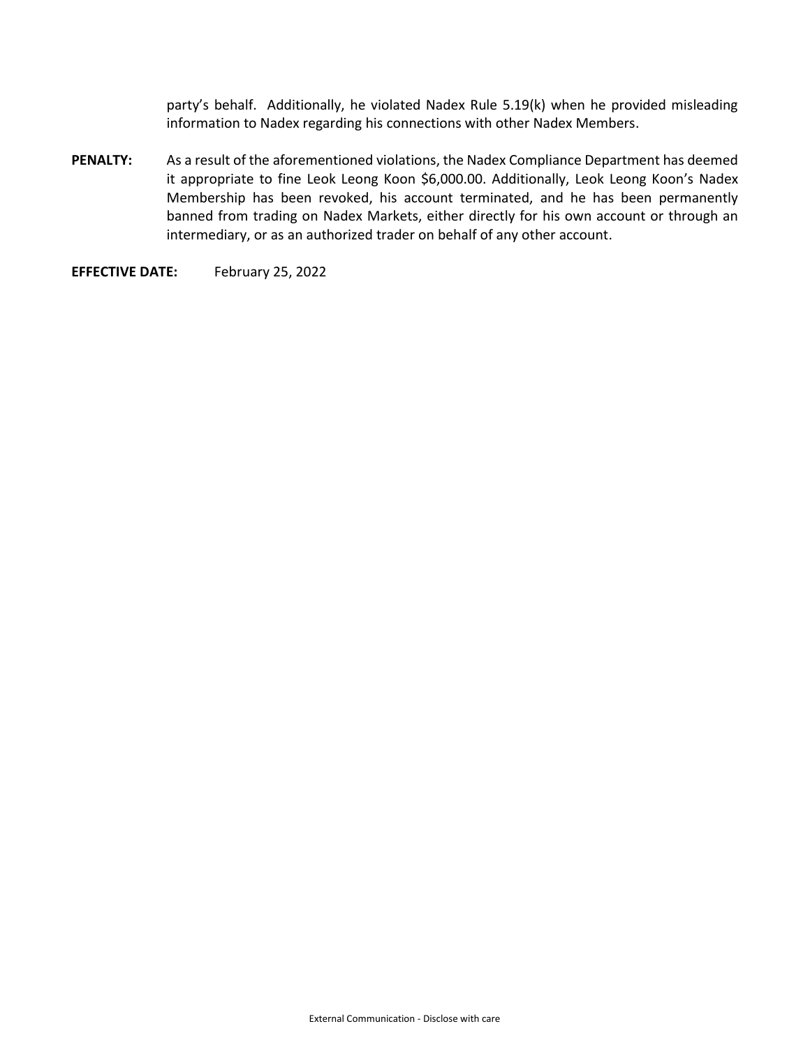party's behalf. Additionally, he violated Nadex Rule 5.19(k) when he provided misleading information to Nadex regarding his connections with other Nadex Members.

**PENALTY:** As a result of the aforementioned violations, the Nadex Compliance Department has deemed it appropriate to fine Leok Leong Koon $6,000.00. Additionally, Leok Leong Koon's Nadex Membership has been revoked, his account terminated, and he has been permanently banned from trading on Nadex Markets, either directly for his own account or through an intermediary, or as an authorized trader on behalf of any other account.

**EFFECTIVE DATE:** February 25, 2022